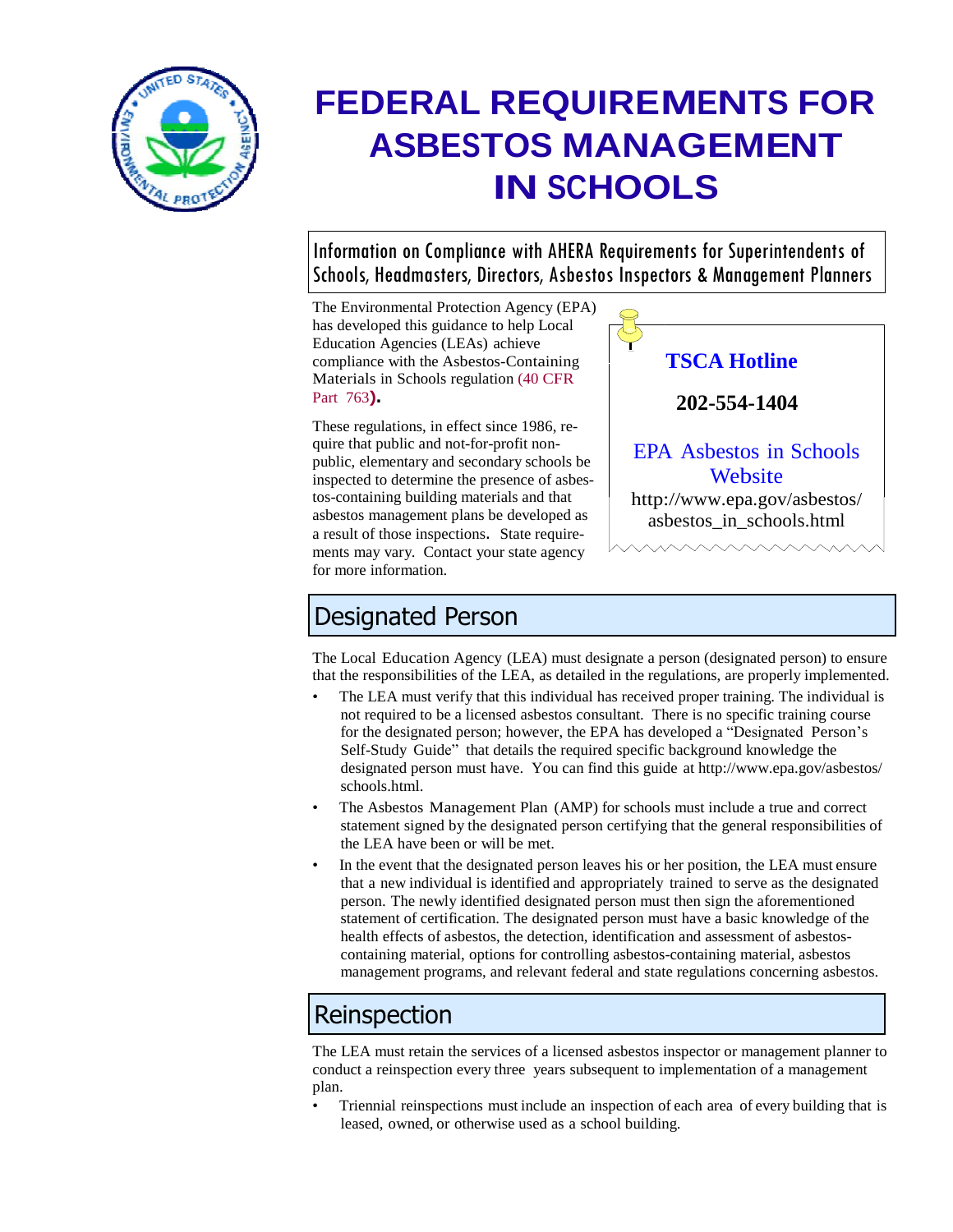# FEDERAL REQUIREMENTS FOR ASBESTOS MANAGEMENT IN SCHOOLS

Information on Compliance with AHERA Requirements for Superintendents of Schools, Headmasters, Directors, Asbestos Inspectors & Management Planners

The Environmental Protection Agency (EPA) has developed this guidance to help Local Education Agencies (LEAs) achieve compliance with the Asbestos-Containing Materials in Schools regulation (40 CFR Part 763).

These regulations, in effect since 1986, require that public and not-for-profit non-public, elementary and secondary schools be inspected to determine the presence of asbestos-containing building materials and that asbestos management plans be developed as a result of those inspections. State requirements may vary. Contact your state agency for more information.

**TSCA Hotline**

**202-554-1404**

EPA Asbestos in Schools Website

http://www.epa.gov/asbestos/asbestos_in_schools.html

## Designated Person

The Local Education Agency (LEA) must designate a person (designated person) to ensure that the responsibilities of the LEA, as detailed in the regulations, are properly implemented.

- The LEA must verify that this individual has received proper training. The individual is not required to be a licensed asbestos consultant. There is no specific training course for the designated person; however, the EPA has developed a "Designated Person's Self-Study Guide" that details the required specific background knowledge the designated person must have. You can find this guide at http://www.epa.gov/asbestos/schools.html.
- The Asbestos Management Plan (AMP) for schools must include a true and correct statement signed by the designated person certifying that the general responsibilities of the LEA have been or will be met.
- In the event that the designated person leaves his or her position, the LEA must ensure that a new individual is identified and appropriately trained to serve as the designated person. The newly identified designated person must then sign the aforementioned statement of certification. The designated person must have a basic knowledge of the health effects of asbestos, the detection, identification and assessment of asbestos-containing material, options for controlling asbestos-containing material, asbestos management programs, and relevant federal and state regulations concerning asbestos.

## Reinspection

The LEA must retain the services of a licensed asbestos inspector or management planner to conduct a reinspection every three years subsequent to implementation of a management plan.

- Triennial reinspections must include an inspection of each area of every building that is leased, owned, or otherwise used as a school building.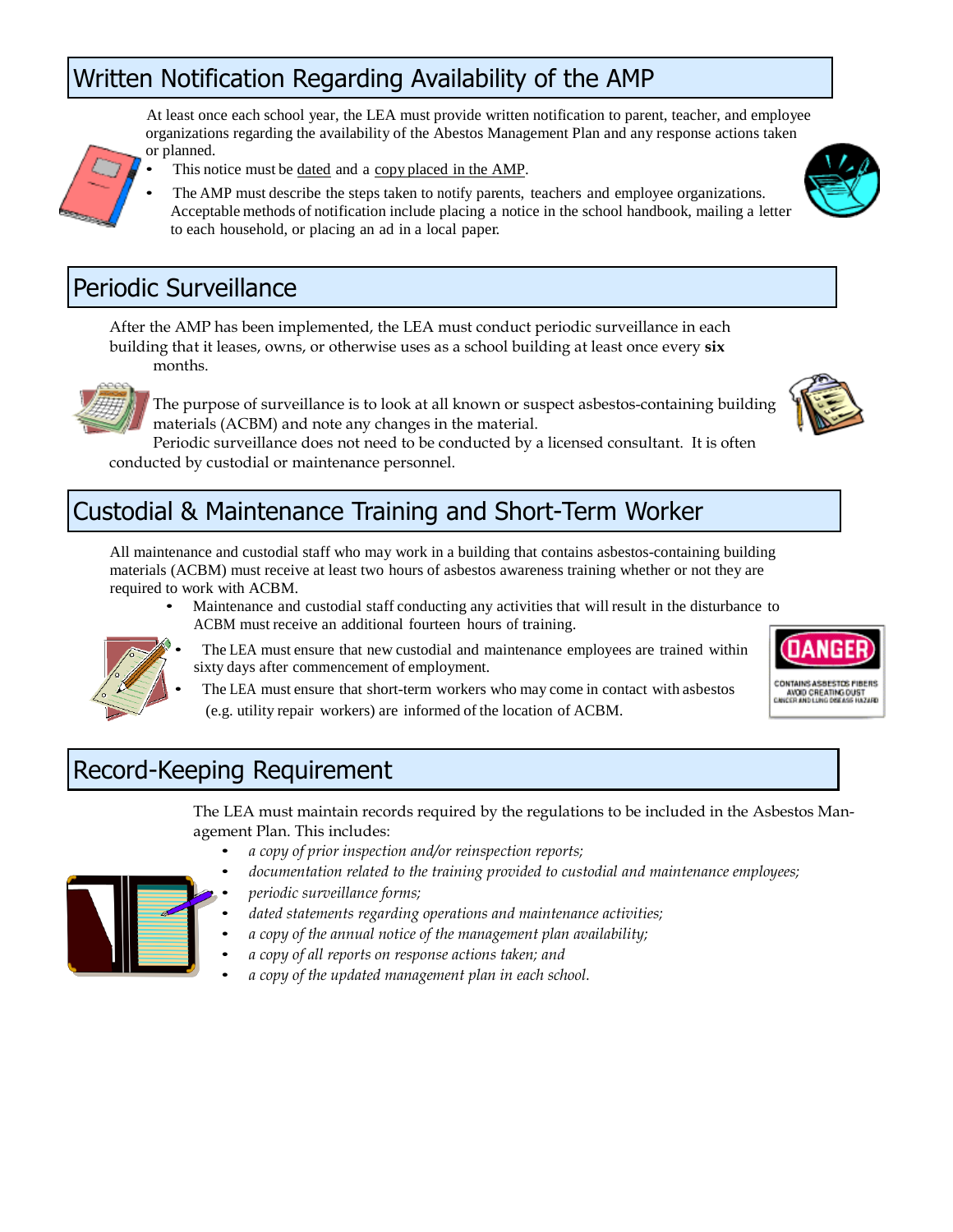## Written Notification Regarding Availability of the AMP

At least once each school year, the LEA must provide written notification to parent, teacher, and employee organizations regarding the availability of the Abestos Management Plan and any response actions taken or planned.

- This notice must be dated and a copy placed in the AMP.
- The AMP must describe the steps taken to notify parents, teachers and employee organizations. Acceptable methods of notification include placing a notice in the school handbook, mailing a letter to each household, or placing an ad in a local paper.

## Periodic Surveillance

After the AMP has been implemented, the LEA must conduct periodic surveillance in each building that it leases, owns, or otherwise uses as a school building at least once every **six** months.

The purpose of surveillance is to look at all known or suspect asbestos-containing building materials (ACBM) and note any changes in the material.

Periodic surveillance does not need to be conducted by a licensed consultant. It is often conducted by custodial or maintenance personnel.

## Custodial & Maintenance Training and Short-Term Worker

All maintenance and custodial staff who may work in a building that contains asbestos-containing building materials (ACBM) must receive at least two hours of asbestos awareness training whether or not they are required to work with ACBM.

- Maintenance and custodial staff conducting any activities that will result in the disturbance to ACBM must receive an additional fourteen hours of training.
- The LEA must ensure that new custodial and maintenance employees are trained within sixty days after commencement of employment.
- The LEA must ensure that short-term workers who may come in contact with asbestos (e.g. utility repair workers) are informed of the location of ACBM.

DANGER
CONTAINS ASBESTOS FIBERS
AVOID CREATING DUST
CANCER AND LUNG DISEASE HAZARD

## Record-Keeping Requirement

The LEA must maintain records required by the regulations to be included in the Asbestos Management Plan. This includes:

- *a copy of prior inspection and/or reinspection reports;*
- *documentation related to the training provided to custodial and maintenance employees;*
- *periodic surveillance forms;*
- *dated statements regarding operations and maintenance activities;*
- *a copy of the annual notice of the management plan availability;*
- *a copy of all reports on response actions taken; and*
- *a copy of the updated management plan in each school.*